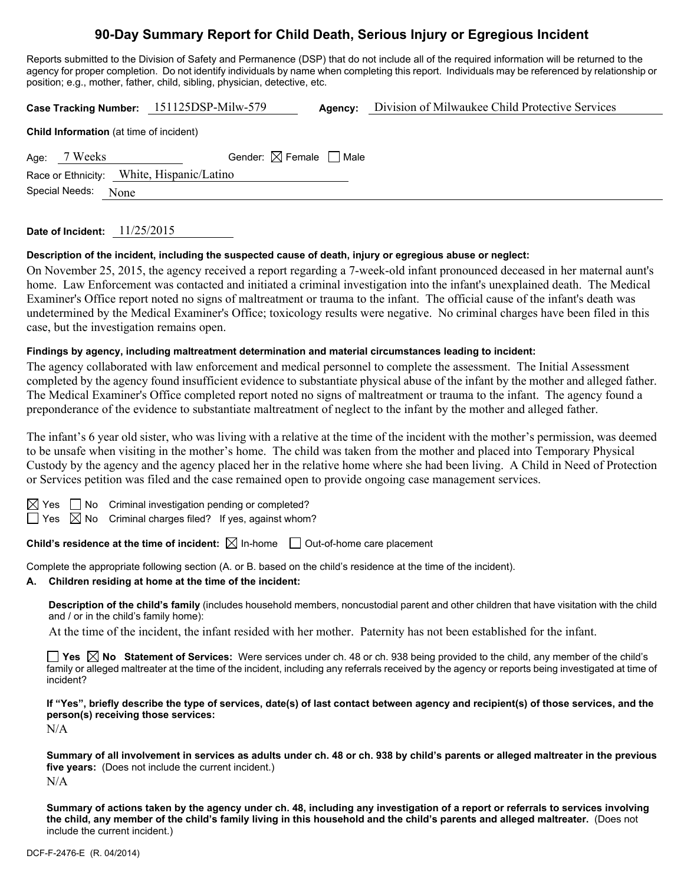# 90-Day Summary Report for Child Death, Serious Injury or Egregious Incident

Reports submitted to the Division of Safety and Permanence (DSP) that do not include all of the required information will be returned to the agency for proper completion. Do not identify individuals by name when completing this report. Individuals may be referenced by relationship or position; e.g., mother, father, child, sibling, physician, detective, etc.

**Case Tracking Number:** 151125DSP-Milw-579 **Agency:** Division of Milwaukee Child Protective Services

**Child Information** (at time of incident)

Age: 7 Weeks Gender: ☒ Female ☐ Male

Race or Ethnicity: White, Hispanic/Latino

Special Needs: None

**Date of Incident:** 11/25/2015

**Description of the incident, including the suspected cause of death, injury or egregious abuse or neglect:**

On November 25, 2015, the agency received a report regarding a 7-week-old infant pronounced deceased in her maternal aunt's home. Law Enforcement was contacted and initiated a criminal investigation into the infant's unexplained death. The Medical Examiner's Office report noted no signs of maltreatment or trauma to the infant. The official cause of the infant's death was undetermined by the Medical Examiner's Office; toxicology results were negative. No criminal charges have been filed in this case, but the investigation remains open.

**Findings by agency, including maltreatment determination and material circumstances leading to incident:**

The agency collaborated with law enforcement and medical personnel to complete the assessment. The Initial Assessment completed by the agency found insufficient evidence to substantiate physical abuse of the infant by the mother and alleged father. The Medical Examiner's Office completed report noted no signs of maltreatment or trauma to the infant. The agency found a preponderance of the evidence to substantiate maltreatment of neglect to the infant by the mother and alleged father.

The infant's 6 year old sister, who was living with a relative at the time of the incident with the mother's permission, was deemed to be unsafe when visiting in the mother's home. The child was taken from the mother and placed into Temporary Physical Custody by the agency and the agency placed her in the relative home where she had been living. A Child in Need of Protection or Services petition was filed and the case remained open to provide ongoing case management services.

☒ Yes ☐ No Criminal investigation pending or completed?

☐ Yes ☒ No Criminal charges filed? If yes, against whom?

**Child's residence at the time of incident:** ☒ In-home ☐ Out-of-home care placement

Complete the appropriate following section (A. or B. based on the child's residence at the time of the incident).

**A. Children residing at home at the time of the incident:**

**Description of the child's family** (includes household members, noncustodial parent and other children that have visitation with the child and / or in the child's family home):

At the time of the incident, the infant resided with her mother. Paternity has not been established for the infant.

☐ **Yes** ☒ **No** **Statement of Services:** Were services under ch. 48 or ch. 938 being provided to the child, any member of the child's family or alleged maltreater at the time of the incident, including any referrals received by the agency or reports being investigated at time of incident?

**If "Yes", briefly describe the type of services, date(s) of last contact between agency and recipient(s) of those services, and the person(s) receiving those services:**

N/A

**Summary of all involvement in services as adults under ch. 48 or ch. 938 by child's parents or alleged maltreater in the previous five years:** (Does not include the current incident.)

N/A

**Summary of actions taken by the agency under ch. 48, including any investigation of a report or referrals to services involving the child, any member of the child's family living in this household and the child's parents and alleged maltreater.** (Does not include the current incident.)

DCF-F-2476-E (R. 04/2014)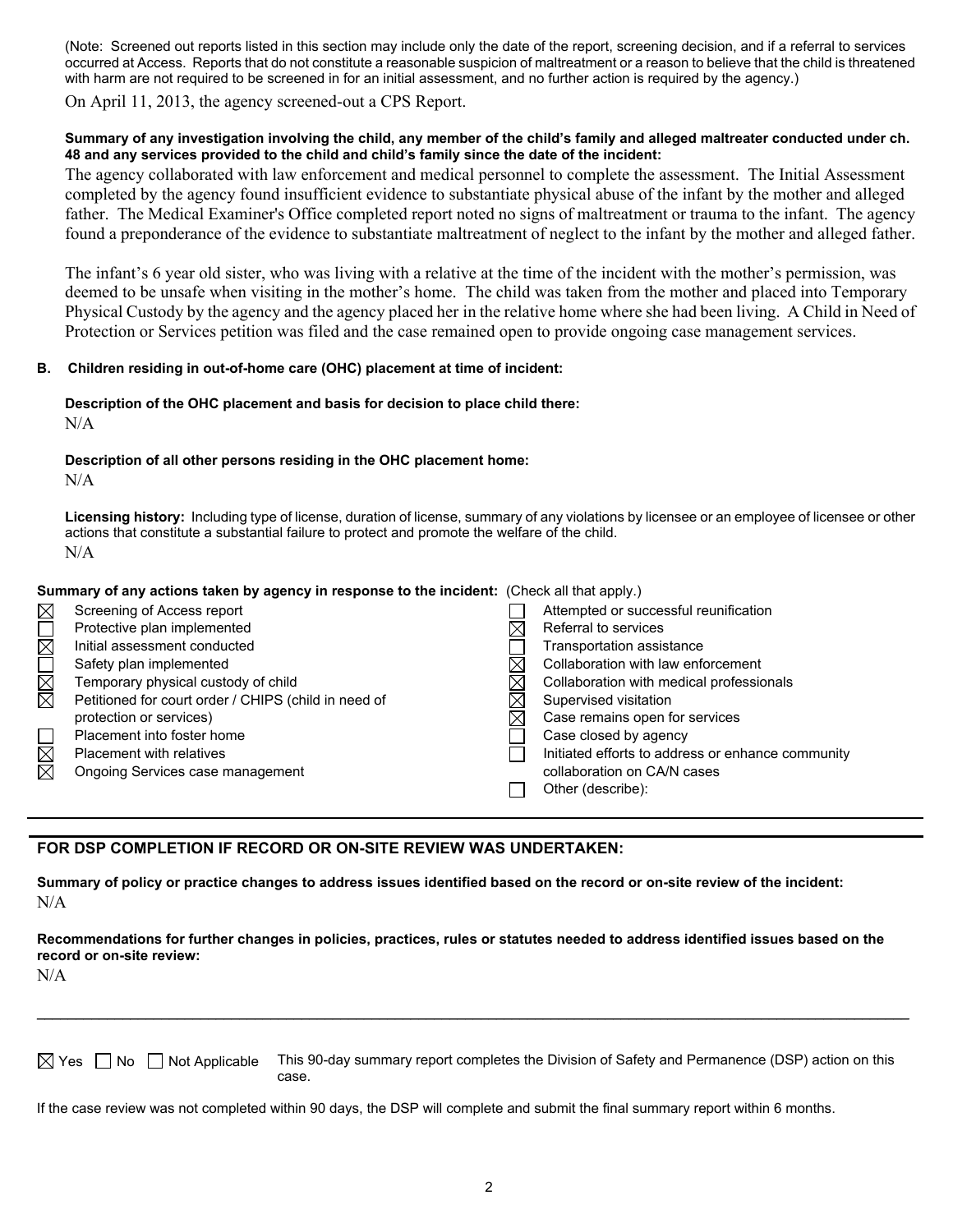(Note: Screened out reports listed in this section may include only the date of the report, screening decision, and if a referral to services occurred at Access. Reports that do not constitute a reasonable suspicion of maltreatment or a reason to believe that the child is threatened with harm are not required to be screened in for an initial assessment, and no further action is required by the agency.)

On April 11, 2013, the agency screened-out a CPS Report.

**Summary of any investigation involving the child, any member of the child's family and alleged maltreater conducted under ch. 48 and any services provided to the child and child's family since the date of the incident:**

The agency collaborated with law enforcement and medical personnel to complete the assessment. The Initial Assessment completed by the agency found insufficient evidence to substantiate physical abuse of the infant by the mother and alleged father. The Medical Examiner's Office completed report noted no signs of maltreatment or trauma to the infant. The agency found a preponderance of the evidence to substantiate maltreatment of neglect to the infant by the mother and alleged father.

The infant's 6 year old sister, who was living with a relative at the time of the incident with the mother's permission, was deemed to be unsafe when visiting in the mother's home. The child was taken from the mother and placed into Temporary Physical Custody by the agency and the agency placed her in the relative home where she had been living. A Child in Need of Protection or Services petition was filed and the case remained open to provide ongoing case management services.

**B. Children residing in out-of-home care (OHC) placement at time of incident:**

**Description of the OHC placement and basis for decision to place child there:**

N/A

**Description of all other persons residing in the OHC placement home:**

N/A

**Licensing history:** Including type of license, duration of license, summary of any violations by licensee or an employee of licensee or other actions that constitute a substantial failure to protect and promote the welfare of the child.

N/A

**Summary of any actions taken by agency in response to the incident:** (Check all that apply.)

- ☒ Screening of Access report
- ☐ Protective plan implemented
- ☒ Initial assessment conducted
- ☐ Safety plan implemented
- ☒ Temporary physical custody of child
- ☒ Petitioned for court order / CHIPS (child in need of protection or services)
- ☐ Placement into foster home
- ☒ Placement with relatives
- ☒ Ongoing Services case management
- ☐ Attempted or successful reunification
- ☒ Referral to services
- ☐ Transportation assistance
- ☒ Collaboration with law enforcement
- ☒ Collaboration with medical professionals
- ☒ Supervised visitation
- ☒ Case remains open for services
- ☐ Case closed by agency
- ☐ Initiated efforts to address or enhance community collaboration on CA/N cases
- ☐ Other (describe):

---

## FOR DSP COMPLETION IF RECORD OR ON-SITE REVIEW WAS UNDERTAKEN:

**Summary of policy or practice changes to address issues identified based on the record or on-site review of the incident:**

N/A

**Recommendations for further changes in policies, practices, rules or statutes needed to address identified issues based on the record or on-site review:**

N/A

---

☒ Yes ☐ No ☐ Not Applicable  This 90-day summary report completes the Division of Safety and Permanence (DSP) action on this case.

If the case review was not completed within 90 days, the DSP will complete and submit the final summary report within 6 months.